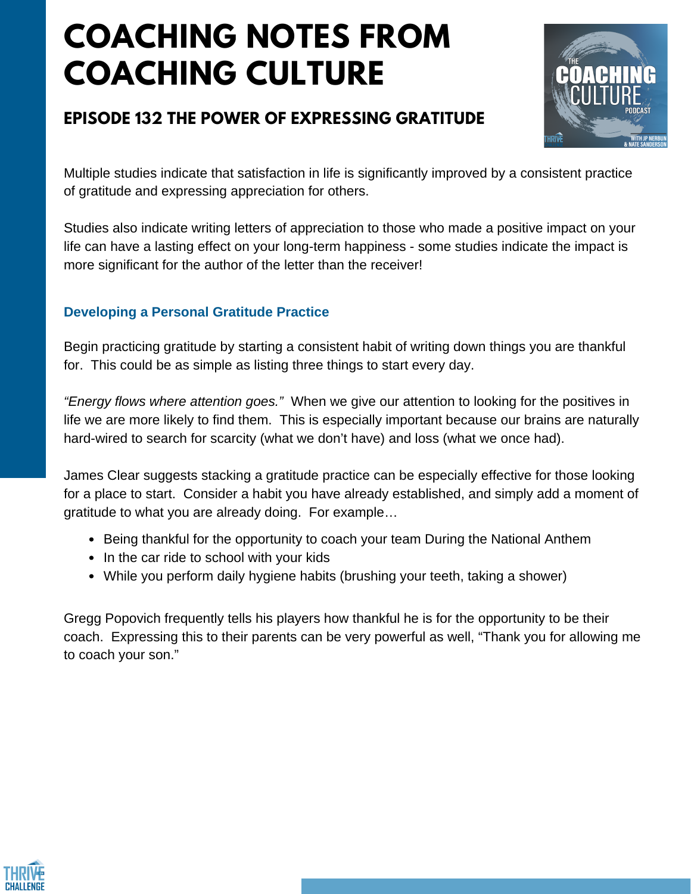# COACHING NOTES FROM COACHING CULTURE

## EPISODE 132 THE POWER OF EXPRESSING GRATITUDE

Multiple studies indicate that satisfaction in life is significantly improved by a consistent practice of gratitude and expressing appreciation for others.

Studies also indicate writing letters of appreciation to those who made a positive impact on your life can have a lasting effect on your long-term happiness - some studies indicate the impact is more significant for the author of the letter than the receiver!

### Developing a Personal Gratitude Practice

Begin practicing gratitude by starting a consistent habit of writing down things you are thankful for. This could be as simple as listing three things to start every day.

*"Energy flows where attention goes."* When we give our attention to looking for the positives in life we are more likely to find them. This is especially important because our brains are naturally hard-wired to search for scarcity (what we don't have) and loss (what we once had).

James Clear suggests stacking a gratitude practice can be especially effective for those looking for a place to start. Consider a habit you have already established, and simply add a moment of gratitude to what you are already doing. For example…

- Being thankful for the opportunity to coach your team During the National Anthem
- In the car ride to school with your kids
- While you perform daily hygiene habits (brushing your teeth, taking a shower)

Gregg Popovich frequently tells his players how thankful he is for the opportunity to be their coach. Expressing this to their parents can be very powerful as well, "Thank you for allowing me to coach your son."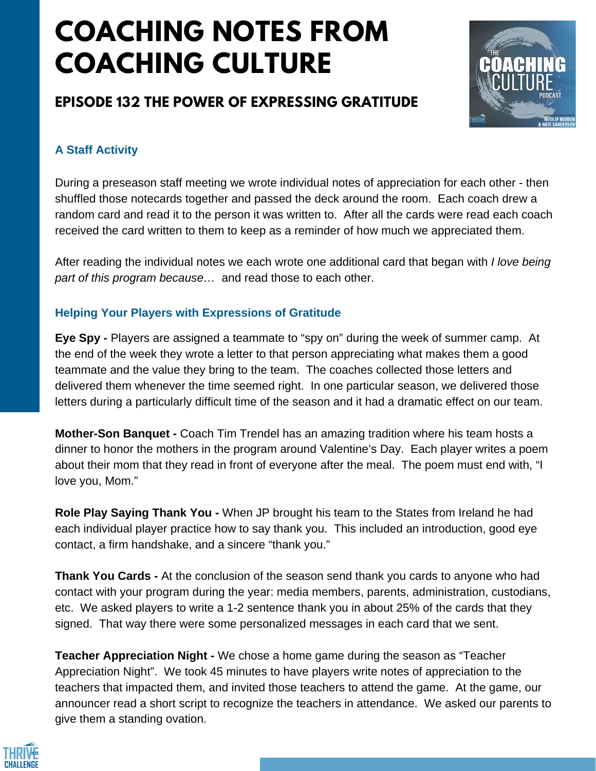# COACHING NOTES FROM COACHING CULTURE

## EPISODE 132 THE POWER OF EXPRESSING GRATITUDE

### A Staff Activity

During a preseason staff meeting we wrote individual notes of appreciation for each other - then shuffled those notecards together and passed the deck around the room. Each coach drew a random card and read it to the person it was written to. After all the cards were read each coach received the card written to them to keep as a reminder of how much we appreciated them.

After reading the individual notes we each wrote one additional card that began with *I love being part of this program because…* and read those to each other.

### Helping Your Players with Expressions of Gratitude

**Eye Spy -** Players are assigned a teammate to "spy on" during the week of summer camp. At the end of the week they wrote a letter to that person appreciating what makes them a good teammate and the value they bring to the team. The coaches collected those letters and delivered them whenever the time seemed right. In one particular season, we delivered those letters during a particularly difficult time of the season and it had a dramatic effect on our team.

**Mother-Son Banquet -** Coach Tim Trendel has an amazing tradition where his team hosts a dinner to honor the mothers in the program around Valentine's Day. Each player writes a poem about their mom that they read in front of everyone after the meal. The poem must end with, "I love you, Mom."

**Role Play Saying Thank You -** When JP brought his team to the States from Ireland he had each individual player practice how to say thank you. This included an introduction, good eye contact, a firm handshake, and a sincere "thank you."

**Thank You Cards -** At the conclusion of the season send thank you cards to anyone who had contact with your program during the year: media members, parents, administration, custodians, etc. We asked players to write a 1-2 sentence thank you in about 25% of the cards that they signed. That way there were some personalized messages in each card that we sent.

**Teacher Appreciation Night -** We chose a home game during the season as "Teacher Appreciation Night". We took 45 minutes to have players write notes of appreciation to the teachers that impacted them, and invited those teachers to attend the game. At the game, our announcer read a short script to recognize the teachers in attendance. We asked our parents to give them a standing ovation.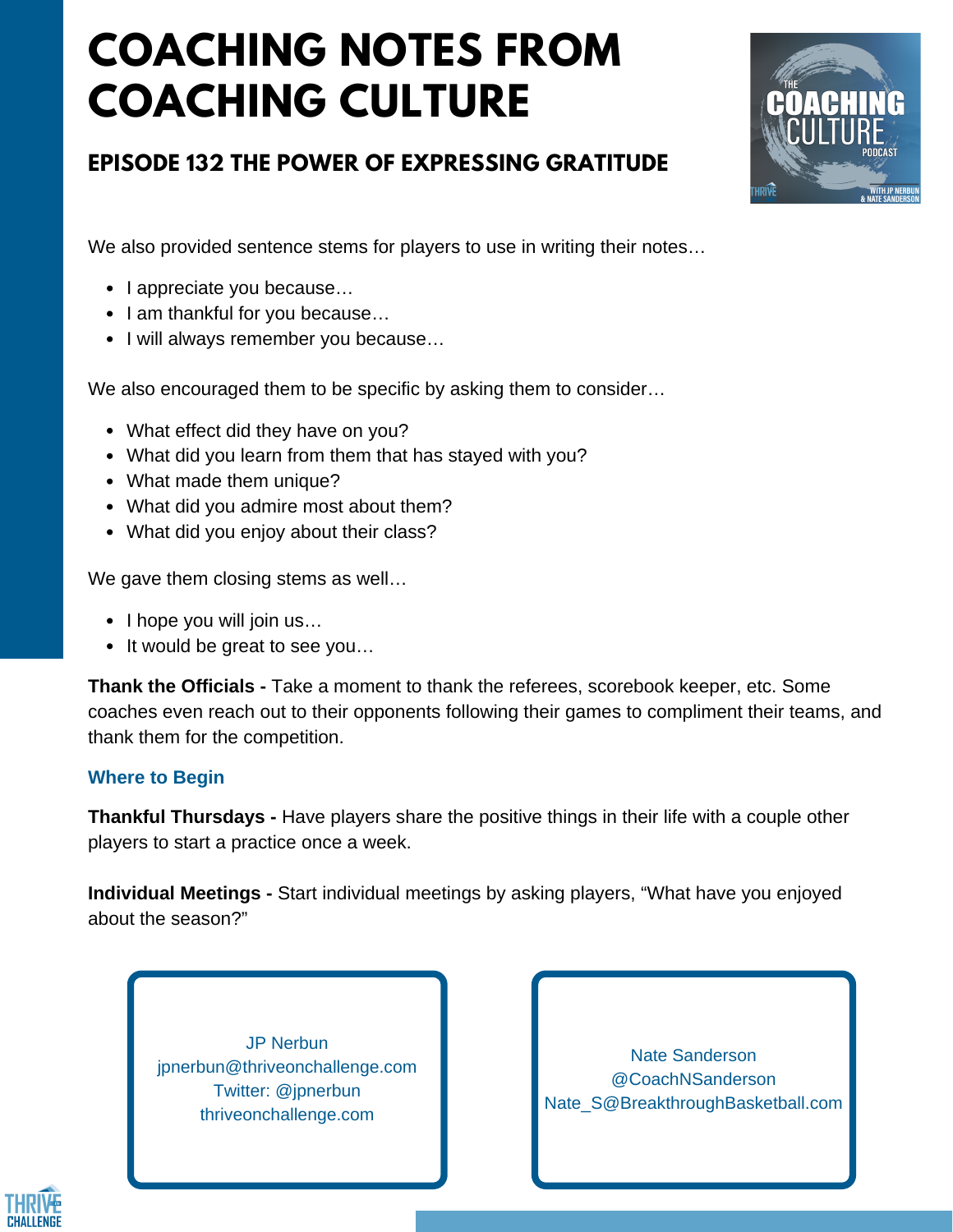# COACHING NOTES FROM COACHING CULTURE

## EPISODE 132 THE POWER OF EXPRESSING GRATITUDE

We also provided sentence stems for players to use in writing their notes…

- I appreciate you because…
- I am thankful for you because…
- I will always remember you because…

We also encouraged them to be specific by asking them to consider…

- What effect did they have on you?
- What did you learn from them that has stayed with you?
- What made them unique?
- What did you admire most about them?
- What did you enjoy about their class?

We gave them closing stems as well…

- I hope you will join us…
- It would be great to see you…

**Thank the Officials -** Take a moment to thank the referees, scorebook keeper, etc. Some coaches even reach out to their opponents following their games to compliment their teams, and thank them for the competition.

### Where to Begin

**Thankful Thursdays -** Have players share the positive things in their life with a couple other players to start a practice once a week.

**Individual Meetings -** Start individual meetings by asking players, "What have you enjoyed about the season?"

JP Nerbun
jpnerbun@thriveonchallenge.com
Twitter: @jpnerbun
thriveonchallenge.com

Nate Sanderson
@CoachNSanderson
Nate_S@BreakthroughBasketball.com